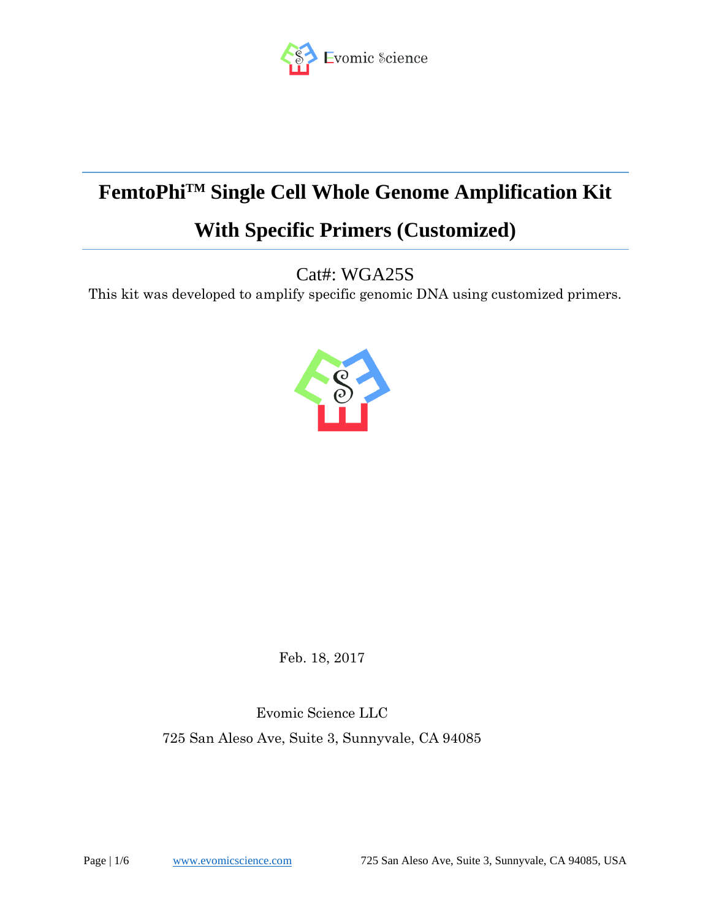# FemtoPhi™ Single Cell Whole Genome Amplification Kit With Specific Primers (Customized)

Cat#: WGA25S

This kit was developed to amplify specific genomic DNA using customized primers.

Feb. 18, 2017

Evomic Science LLC

725 San Aleso Ave, Suite 3, Sunnyvale, CA 94085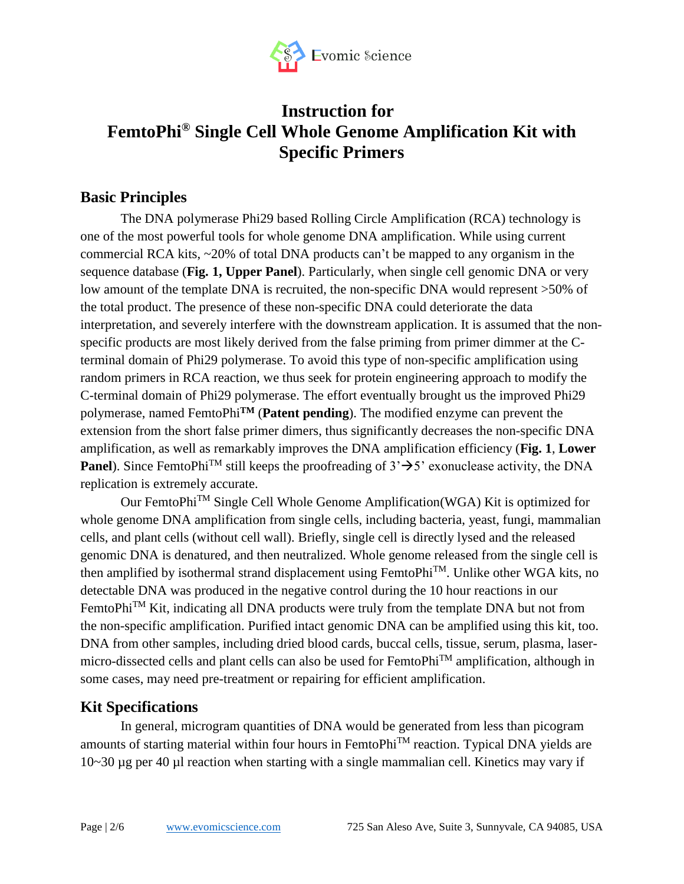# Instruction for FemtoPhi® Single Cell Whole Genome Amplification Kit with Specific Primers

## Basic Principles

The DNA polymerase Phi29 based Rolling Circle Amplification (RCA) technology is one of the most powerful tools for whole genome DNA amplification. While using current commercial RCA kits, ~20% of total DNA products can't be mapped to any organism in the sequence database (**Fig. 1, Upper Panel**). Particularly, when single cell genomic DNA or very low amount of the template DNA is recruited, the non-specific DNA would represent >50% of the total product. The presence of these non-specific DNA could deteriorate the data interpretation, and severely interfere with the downstream application. It is assumed that the non-specific products are most likely derived from the false priming from primer dimmer at the C-terminal domain of Phi29 polymerase. To avoid this type of non-specific amplification using random primers in RCA reaction, we thus seek for protein engineering approach to modify the C-terminal domain of Phi29 polymerase. The effort eventually brought us the improved Phi29 polymerase, named FemtoPhi**™** (**Patent pending**). The modified enzyme can prevent the extension from the short false primer dimers, thus significantly decreases the non-specific DNA amplification, as well as remarkably improves the DNA amplification efficiency (**Fig. 1**, **Lower Panel**). Since FemtoPhi™ still keeps the proofreading of 3'→5' exonuclease activity, the DNA replication is extremely accurate.

Our FemtoPhi™ Single Cell Whole Genome Amplification(WGA) Kit is optimized for whole genome DNA amplification from single cells, including bacteria, yeast, fungi, mammalian cells, and plant cells (without cell wall). Briefly, single cell is directly lysed and the released genomic DNA is denatured, and then neutralized. Whole genome released from the single cell is then amplified by isothermal strand displacement using FemtoPhi™. Unlike other WGA kits, no detectable DNA was produced in the negative control during the 10 hour reactions in our FemtoPhi™ Kit, indicating all DNA products were truly from the template DNA but not from the non-specific amplification. Purified intact genomic DNA can be amplified using this kit, too. DNA from other samples, including dried blood cards, buccal cells, tissue, serum, plasma, laser-micro-dissected cells and plant cells can also be used for FemtoPhi™ amplification, although in some cases, may need pre-treatment or repairing for efficient amplification.

## Kit Specifications

In general, microgram quantities of DNA would be generated from less than picogram amounts of starting material within four hours in FemtoPhi™ reaction. Typical DNA yields are 10~30 µg per 40 µl reaction when starting with a single mammalian cell. Kinetics may vary if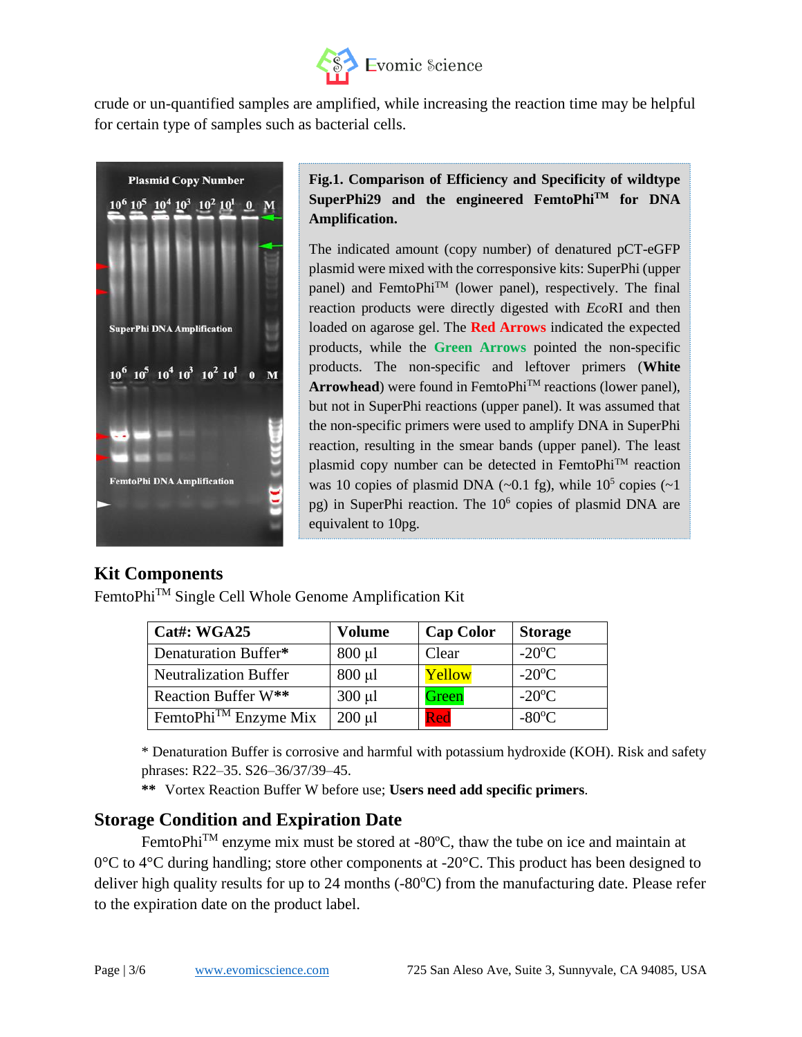crude or un-quantified samples are amplified, while increasing the reaction time may be helpful for certain type of samples such as bacterial cells.

**Fig.1. Comparison of Efficiency and Specificity of wildtype SuperPhi29 and the engineered FemtoPhi™ for DNA Amplification.**

The indicated amount (copy number) of denatured pCT-eGFP plasmid were mixed with the corresponsive kits: SuperPhi (upper panel) and FemtoPhi™ (lower panel), respectively. The final reaction products were directly digested with *Eco*RI and then loaded on agarose gel. The **Red Arrows** indicated the expected products, while the **Green Arrows** pointed the non-specific products. The non-specific and leftover primers (**White Arrowhead**) were found in FemtoPhi™ reactions (lower panel), but not in SuperPhi reactions (upper panel). It was assumed that the non-specific primers were used to amplify DNA in SuperPhi reaction, resulting in the smear bands (upper panel). The least plasmid copy number can be detected in FemtoPhi™ reaction was 10 copies of plasmid DNA (~0.1 fg), while $10^5$ copies (~1 pg) in SuperPhi reaction. The $10^6$ copies of plasmid DNA are equivalent to 10pg.

## Kit Components

FemtoPhi™ Single Cell Whole Genome Amplification Kit

| Cat#: WGA25 | Volume | Cap Color | Storage |
|---|---|---|---|
| Denaturation Buffer* | 800 µl | Clear | -20ºC |
| Neutralization Buffer | 800 µl | Yellow | -20ºC |
| Reaction Buffer W** | 300 µl | Green | -20ºC |
| FemtoPhi™ Enzyme Mix | 200 µl | Red | -80ºC |

\* Denaturation Buffer is corrosive and harmful with potassium hydroxide (KOH). Risk and safety phrases: R22–35. S26–36/37/39–45.

**\*\*** Vortex Reaction Buffer W before use; **Users need add specific primers**.

## Storage Condition and Expiration Date

FemtoPhi™ enzyme mix must be stored at -80ºC, thaw the tube on ice and maintain at 0°C to 4°C during handling; store other components at -20°C. This product has been designed to deliver high quality results for up to 24 months (-80ºC) from the manufacturing date. Please refer to the expiration date on the product label.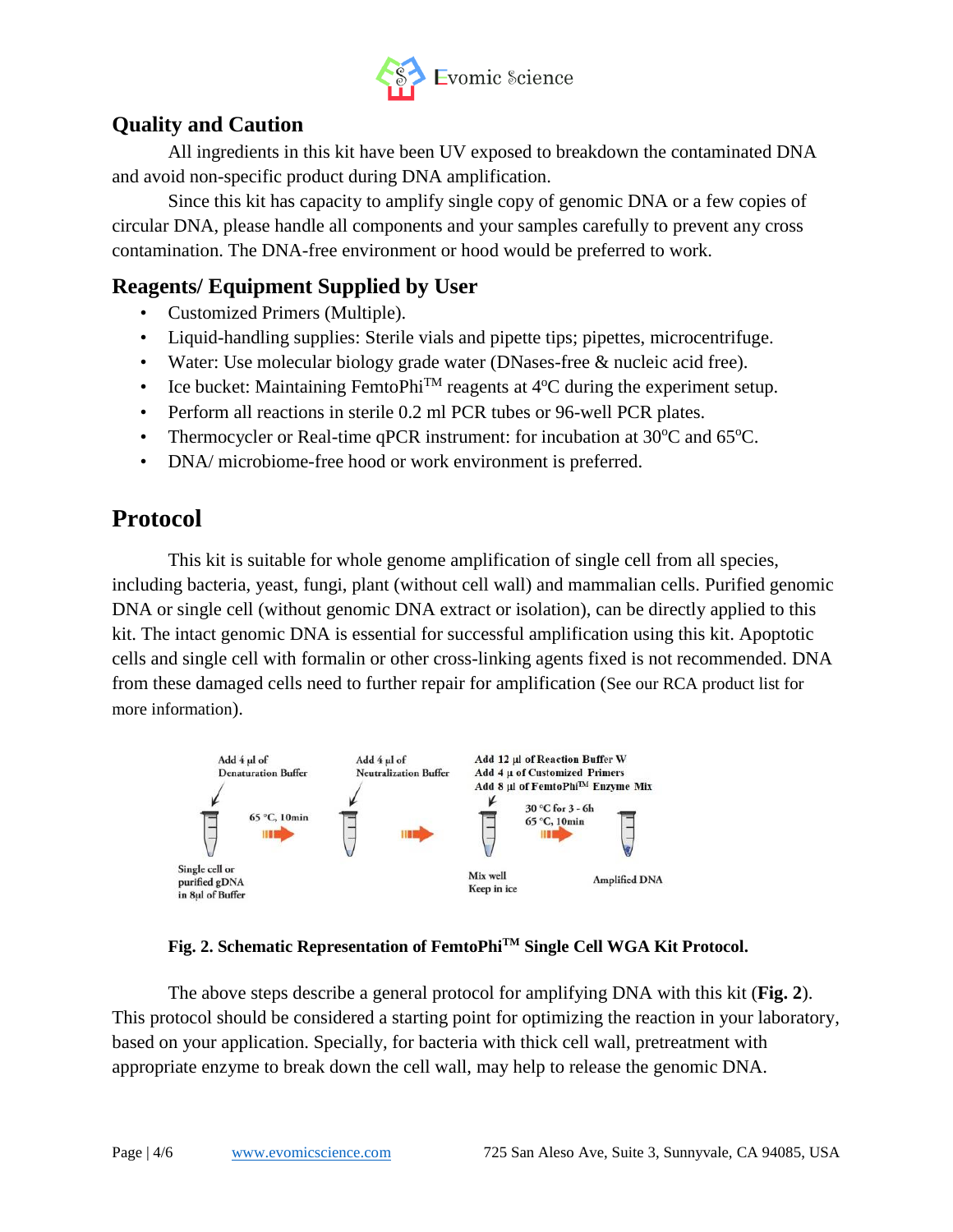## Quality and Caution

All ingredients in this kit have been UV exposed to breakdown the contaminated DNA and avoid non-specific product during DNA amplification.

Since this kit has capacity to amplify single copy of genomic DNA or a few copies of circular DNA, please handle all components and your samples carefully to prevent any cross contamination. The DNA-free environment or hood would be preferred to work.

## Reagents/ Equipment Supplied by User

- Customized Primers (Multiple).
- Liquid-handling supplies: Sterile vials and pipette tips; pipettes, microcentrifuge.
- Water: Use molecular biology grade water (DNases-free & nucleic acid free).
- Ice bucket: Maintaining FemtoPhi™ reagents at 4°C during the experiment setup.
- Perform all reactions in sterile 0.2 ml PCR tubes or 96-well PCR plates.
- Thermocycler or Real-time qPCR instrument: for incubation at 30°C and 65°C.
- DNA/ microbiome-free hood or work environment is preferred.

# Protocol

This kit is suitable for whole genome amplification of single cell from all species, including bacteria, yeast, fungi, plant (without cell wall) and mammalian cells. Purified genomic DNA or single cell (without genomic DNA extract or isolation), can be directly applied to this kit. The intact genomic DNA is essential for successful amplification using this kit. Apoptotic cells and single cell with formalin or other cross-linking agents fixed is not recommended. DNA from these damaged cells need to further repair for amplification (See our RCA product list for more information).

Single cell or purified gDNA in 8µl of Buffer → Add 4 µl of Denaturation Buffer → 65 °C, 10min → Add 4 µl of Neutralization Buffer → Add 12 µl of Reaction Buffer W; Add 4 µ of Customized Primers; Add 8 µl of FemtoPhi™ Enzyme Mix; Mix well, Keep in ice → 30 °C for 3 - 6h, 65 °C, 10min → Amplified DNA

**Fig. 2. Schematic Representation of FemtoPhi™ Single Cell WGA Kit Protocol.**

The above steps describe a general protocol for amplifying DNA with this kit (**Fig. 2**). This protocol should be considered a starting point for optimizing the reaction in your laboratory, based on your application. Specially, for bacteria with thick cell wall, pretreatment with appropriate enzyme to break down the cell wall, may help to release the genomic DNA.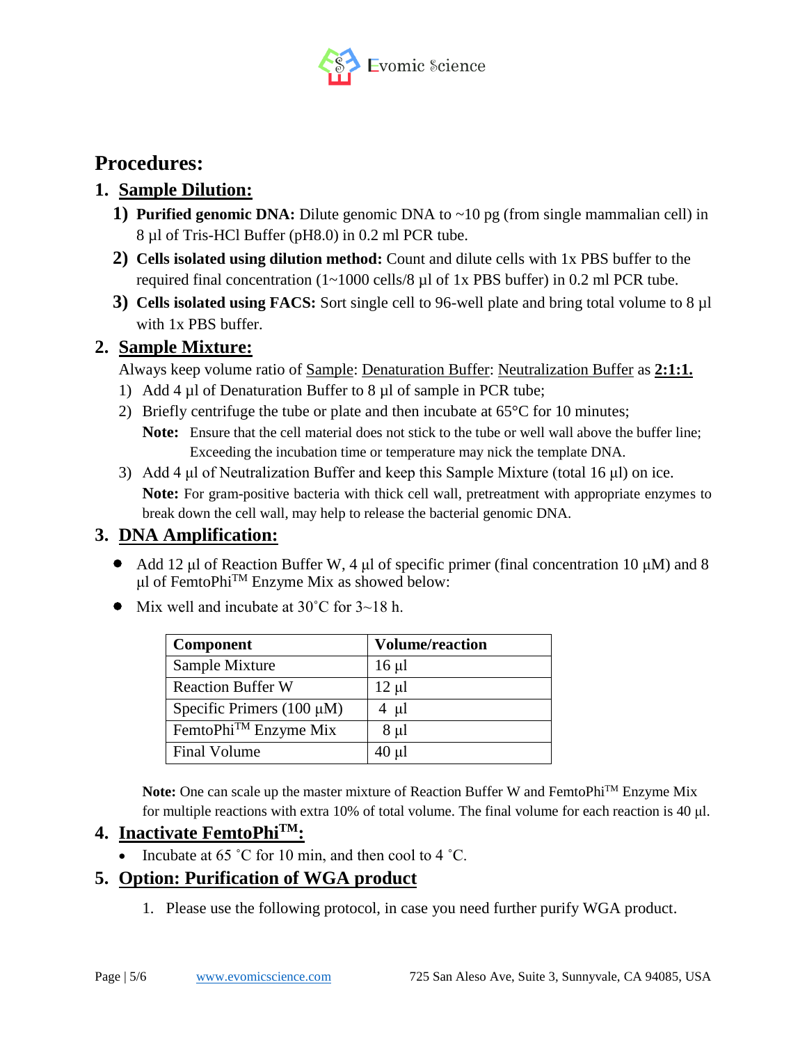# Procedures:

## 1. Sample Dilution:

**1) Purified genomic DNA:** Dilute genomic DNA to ~10 pg (from single mammalian cell) in 8 µl of Tris-HCl Buffer (pH8.0) in 0.2 ml PCR tube.

**2) Cells isolated using dilution method:** Count and dilute cells with 1x PBS buffer to the required final concentration (1~1000 cells/8 µl of 1x PBS buffer) in 0.2 ml PCR tube.

**3) Cells isolated using FACS:** Sort single cell to 96-well plate and bring total volume to 8 µl with 1x PBS buffer.

## 2. Sample Mixture:

Always keep volume ratio of Sample: Denaturation Buffer: Neutralization Buffer as **2:1:1.**

1) Add 4 µl of Denaturation Buffer to 8 µl of sample in PCR tube;
2) Briefly centrifuge the tube or plate and then incubate at 65°C for 10 minutes;
   **Note:** Ensure that the cell material does not stick to the tube or well wall above the buffer line; Exceeding the incubation time or temperature may nick the template DNA.
3) Add 4 µl of Neutralization Buffer and keep this Sample Mixture (total 16 µl) on ice.
   **Note:** For gram-positive bacteria with thick cell wall, pretreatment with appropriate enzymes to break down the cell wall, may help to release the bacterial genomic DNA.

## 3. DNA Amplification:

- Add 12 µl of Reaction Buffer W, 4 µl of specific primer (final concentration 10 µM) and 8 µl of FemtoPhi™ Enzyme Mix as showed below:
- Mix well and incubate at 30˚C for 3~18 h.

| Component | Volume/reaction |
|---|---|
| Sample Mixture | 16 µl |
| Reaction Buffer W | 12 µl |
| Specific Primers (100 µM) | 4 µl |
| FemtoPhi™ Enzyme Mix | 8 µl |
| Final Volume | 40 µl |

**Note:** One can scale up the master mixture of Reaction Buffer W and FemtoPhi™ Enzyme Mix for multiple reactions with extra 10% of total volume. The final volume for each reaction is 40 µl.

## 4. Inactivate FemtoPhi™:

- Incubate at 65 ˚C for 10 min, and then cool to 4 ˚C.

## 5. Option: Purification of WGA product

1. Please use the following protocol, in case you need further purify WGA product.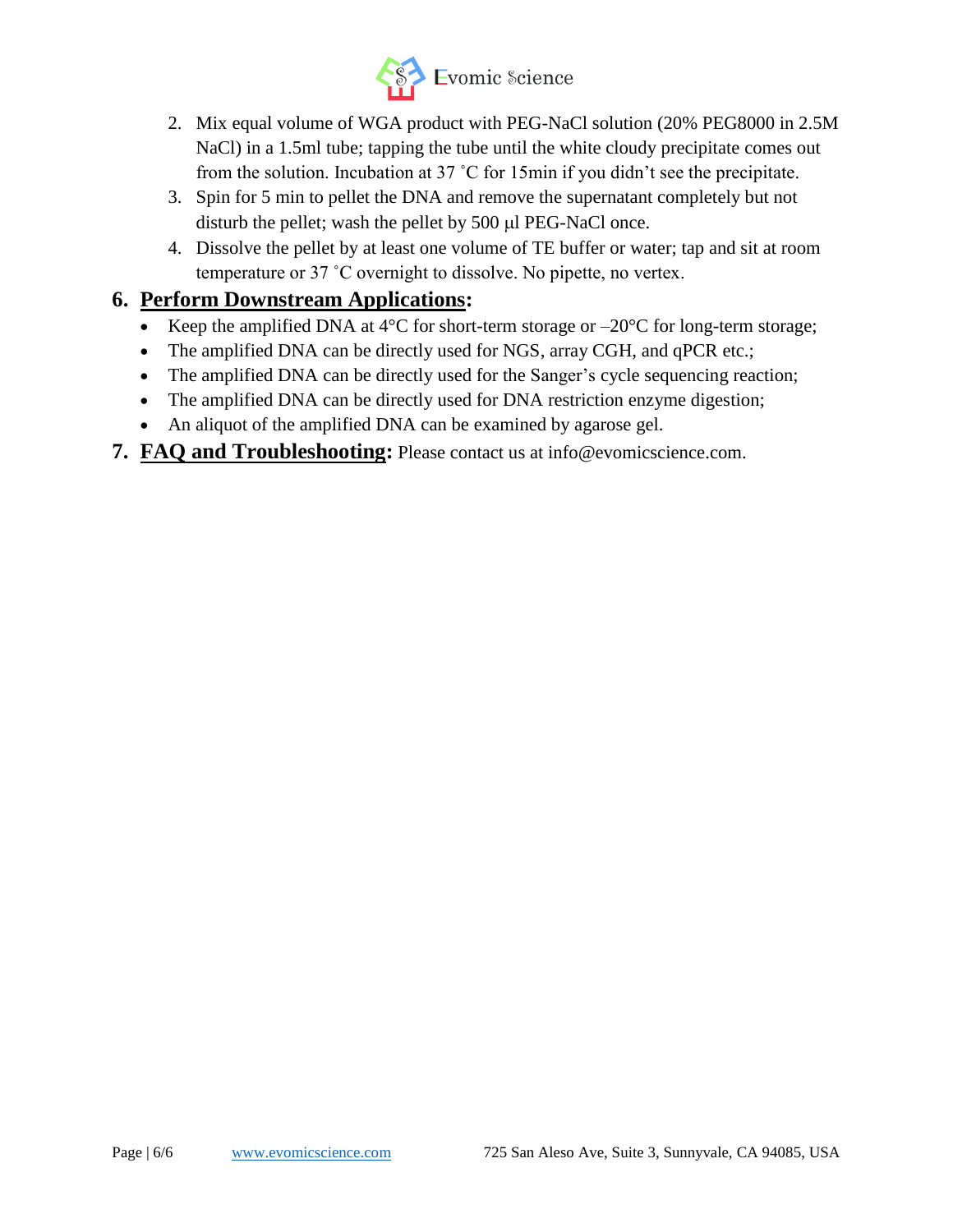2. Mix equal volume of WGA product with PEG-NaCl solution (20% PEG8000 in 2.5M NaCl) in a 1.5ml tube; tapping the tube until the white cloudy precipitate comes out from the solution. Incubation at 37 ˚C for 15min if you didn't see the precipitate.
3. Spin for 5 min to pellet the DNA and remove the supernatant completely but not disturb the pellet; wash the pellet by 500 μl PEG-NaCl once.
4. Dissolve the pellet by at least one volume of TE buffer or water; tap and sit at room temperature or 37 ˚C overnight to dissolve. No pipette, no vertex.

## 6. Perform Downstream Applications:

- Keep the amplified DNA at 4°C for short-term storage or –20°C for long-term storage;
- The amplified DNA can be directly used for NGS, array CGH, and qPCR etc.;
- The amplified DNA can be directly used for the Sanger's cycle sequencing reaction;
- The amplified DNA can be directly used for DNA restriction enzyme digestion;
- An aliquot of the amplified DNA can be examined by agarose gel.

## 7. FAQ and Troubleshooting: Please contact us at info@evomicscience.com.